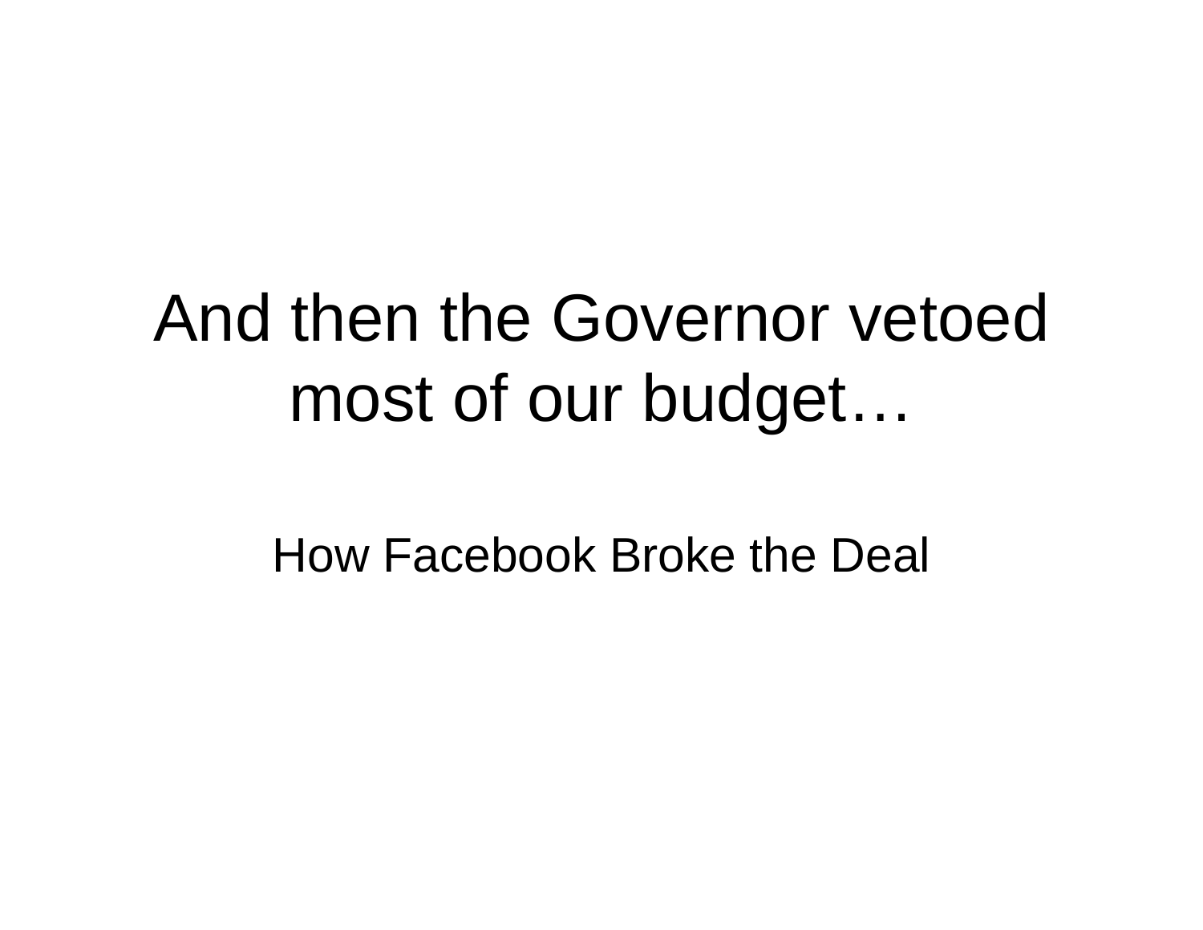# And then the Governor vetoed most of our budget…

How Facebook Broke the Deal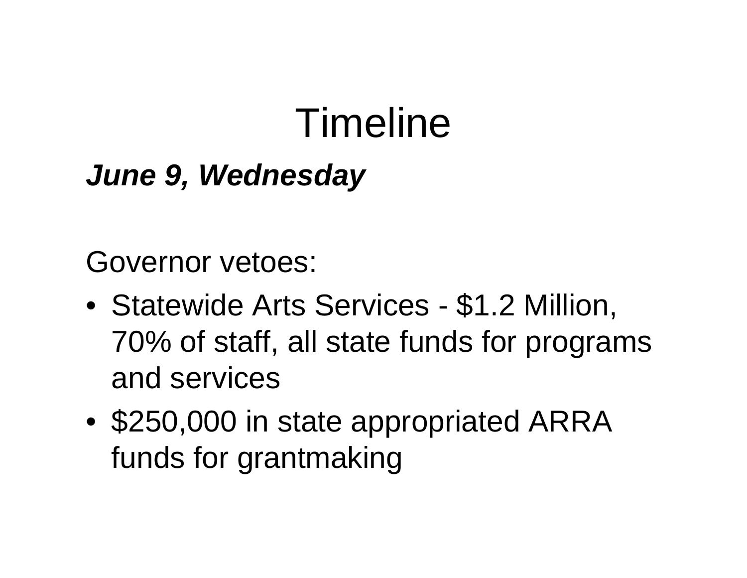# Timeline

***June 9, Wednesday***

Governor vetoes:

- Statewide Arts Services - $1.2 Million, 70% of staff, all state funds for programs and services
- $250,000 in state appropriated ARRA funds for grantmaking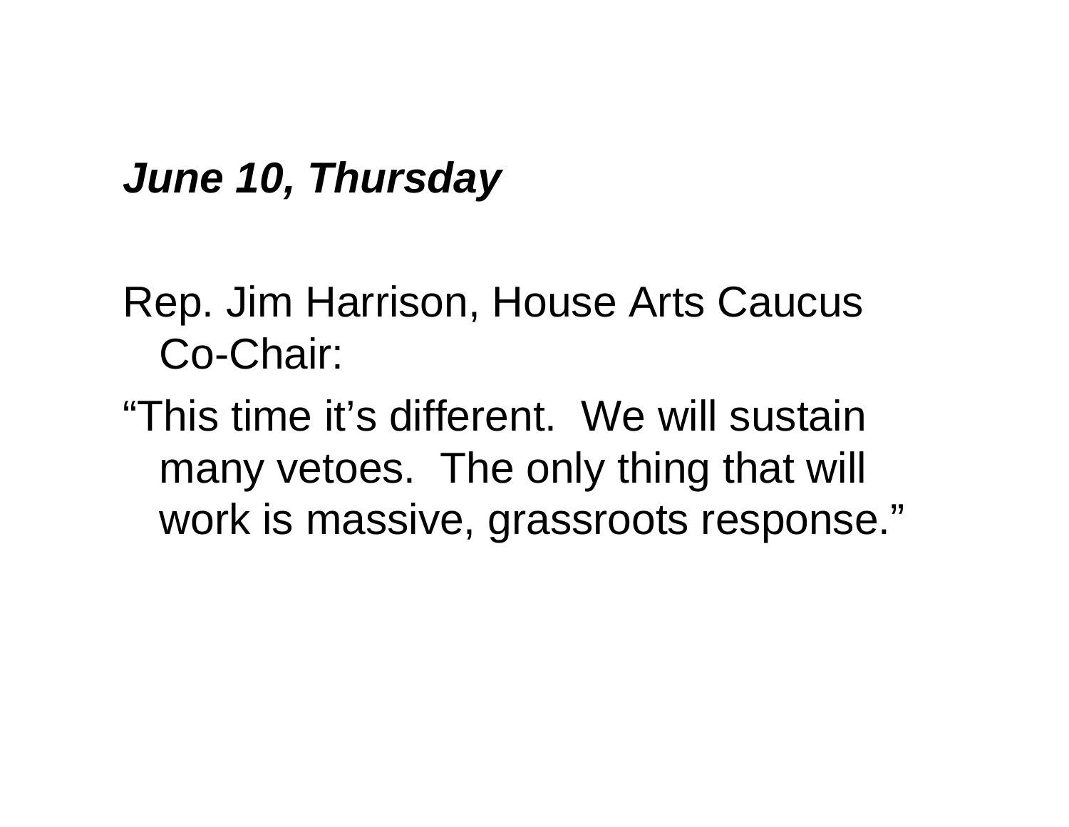***June 10, Thursday***

Rep. Jim Harrison, House Arts Caucus Co-Chair:

"This time it's different. We will sustain many vetoes. The only thing that will work is massive, grassroots response."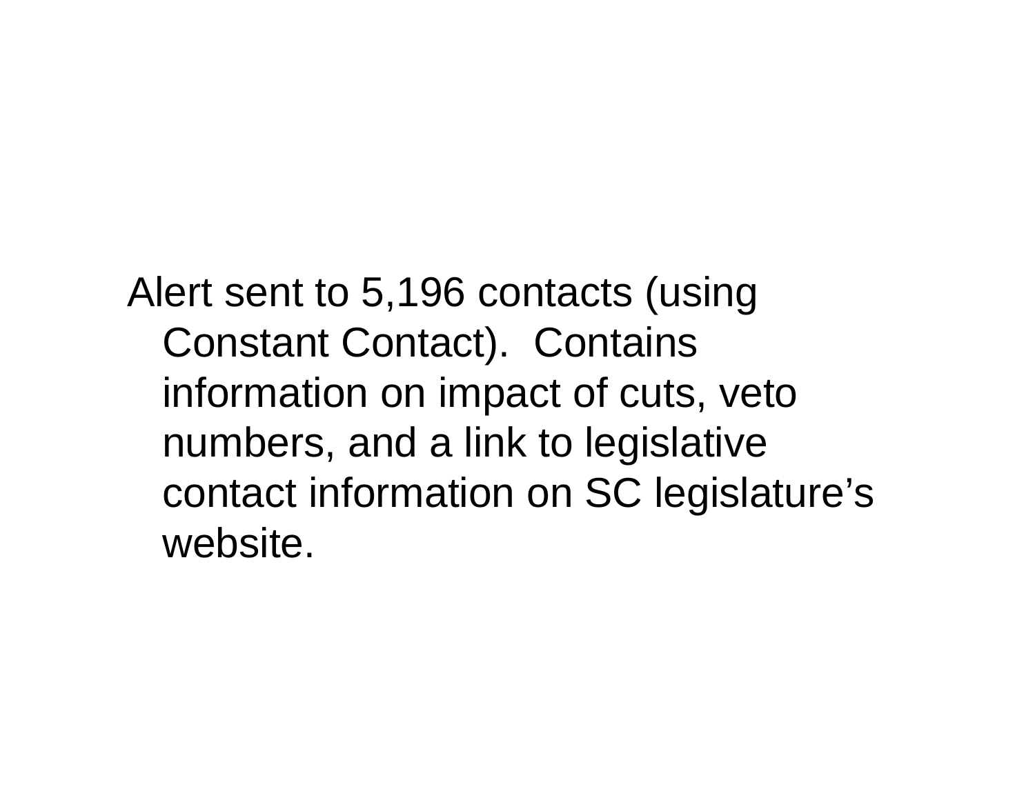Alert sent to 5,196 contacts (using Constant Contact). Contains information on impact of cuts, veto numbers, and a link to legislative contact information on SC legislature's website.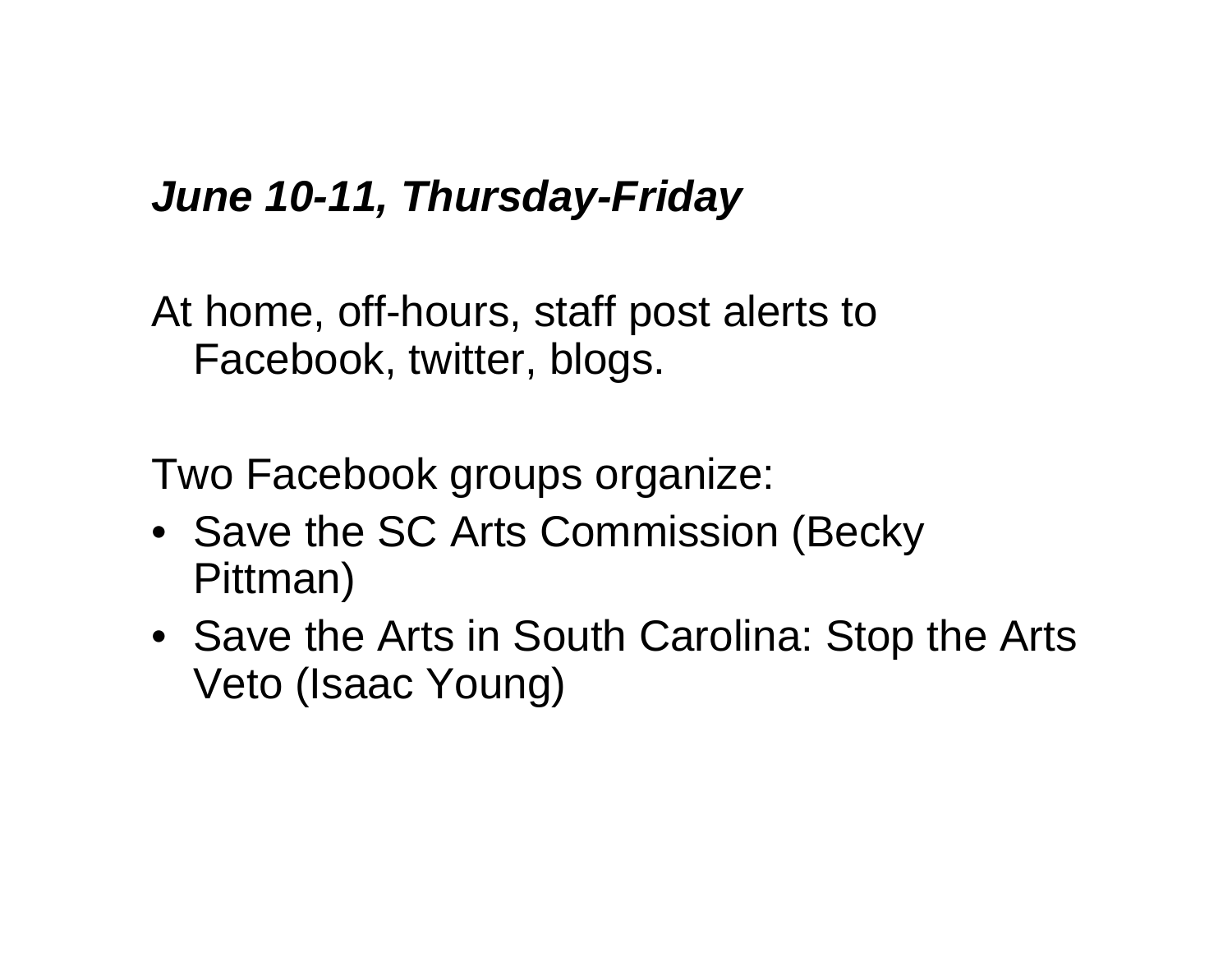***June 10-11, Thursday-Friday***

At home, off-hours, staff post alerts to Facebook, twitter, blogs.

Two Facebook groups organize:

- Save the SC Arts Commission (Becky Pittman)
- Save the Arts in South Carolina: Stop the Arts Veto (Isaac Young)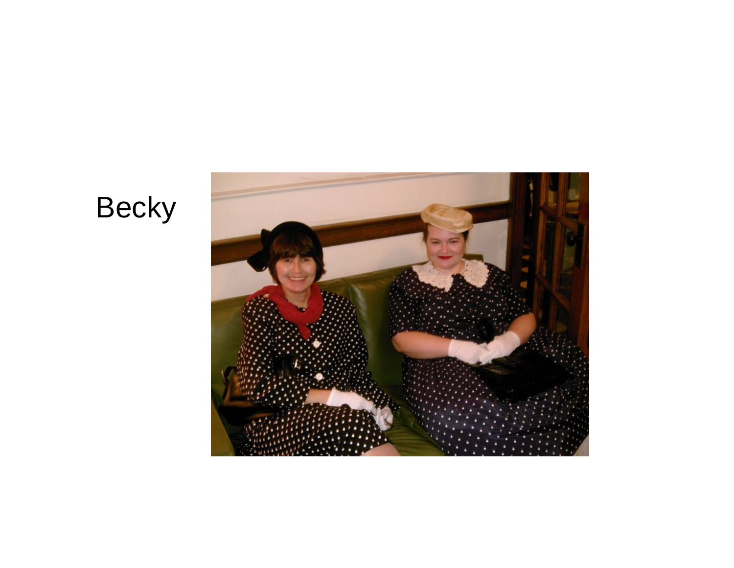Becky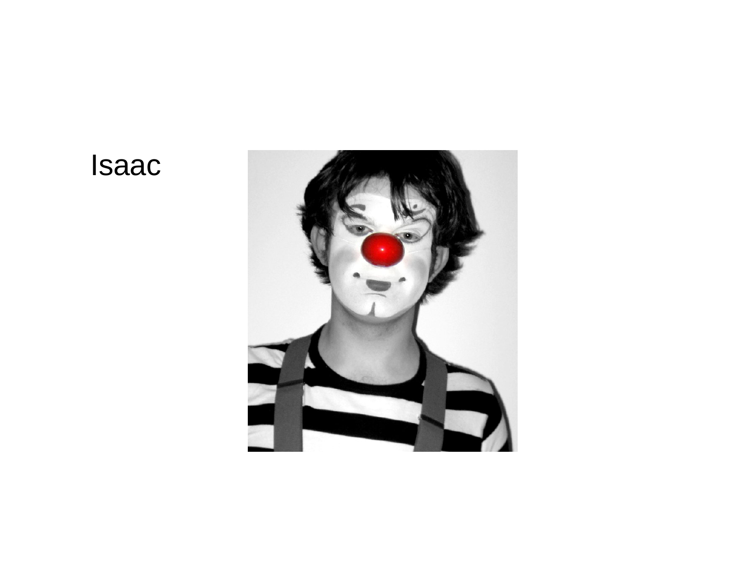Isaac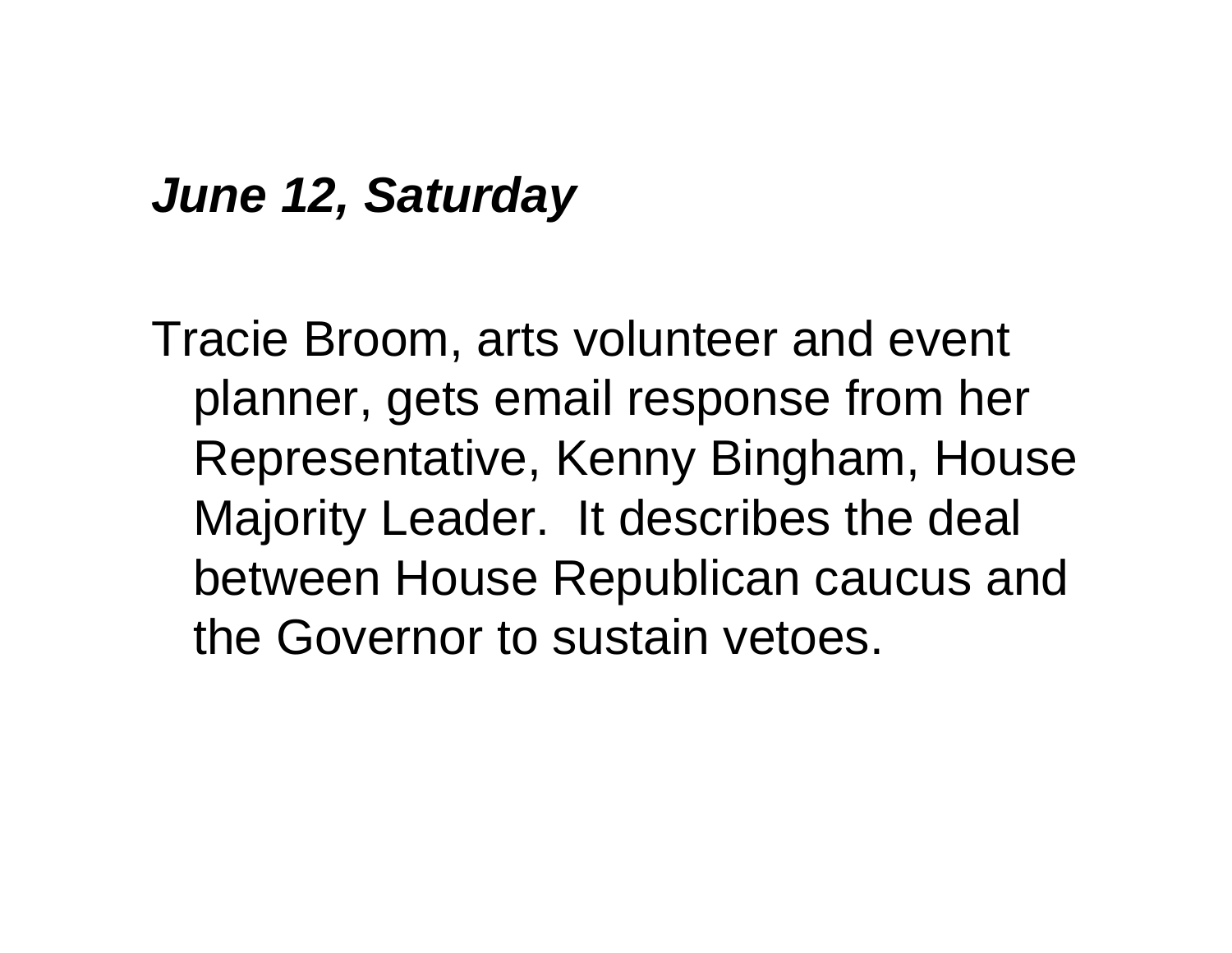***June 12, Saturday***

Tracie Broom, arts volunteer and event planner, gets email response from her Representative, Kenny Bingham, House Majority Leader.  It describes the deal between House Republican caucus and the Governor to sustain vetoes.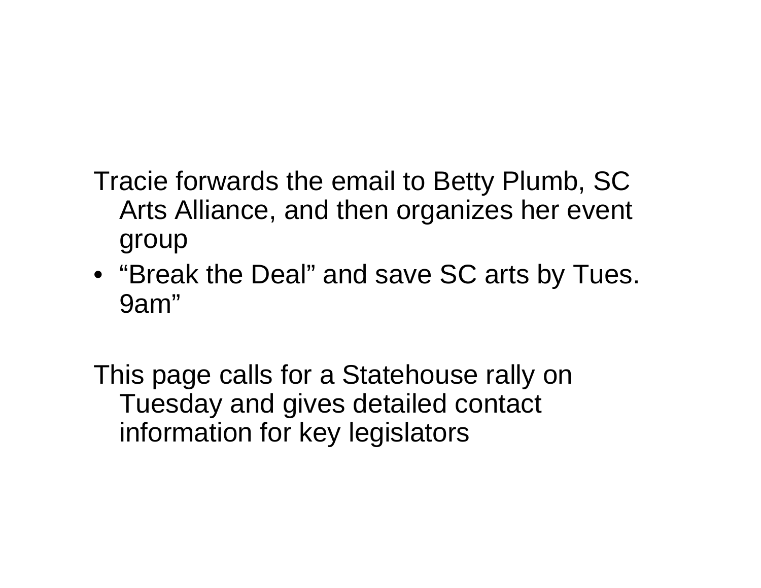Tracie forwards the email to Betty Plumb, SC Arts Alliance, and then organizes her event group

- “Break the Deal” and save SC arts by Tues. 9am”

This page calls for a Statehouse rally on Tuesday and gives detailed contact information for key legislators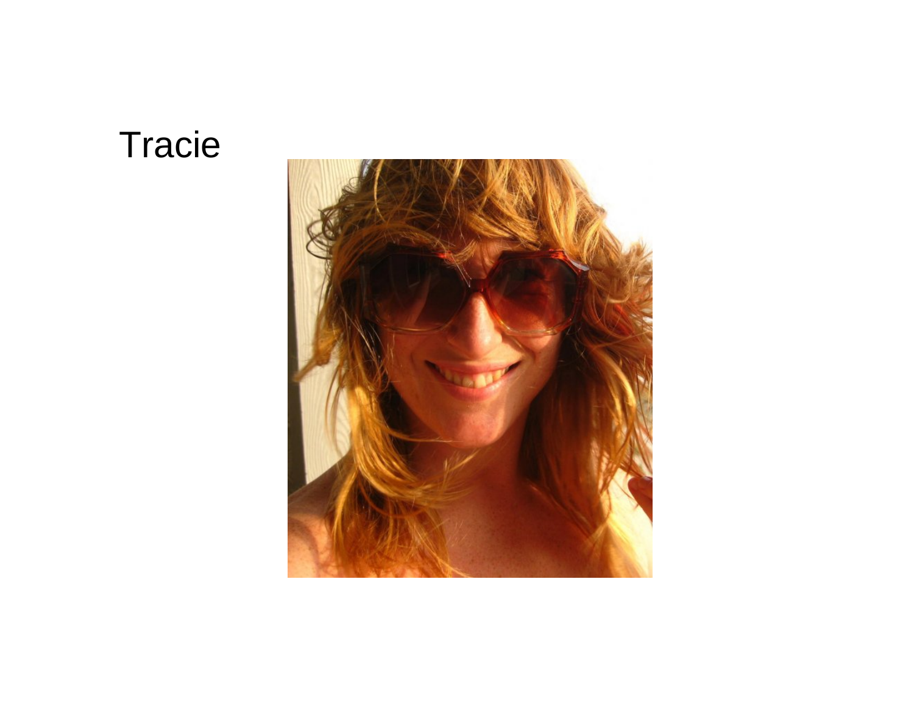# Tracie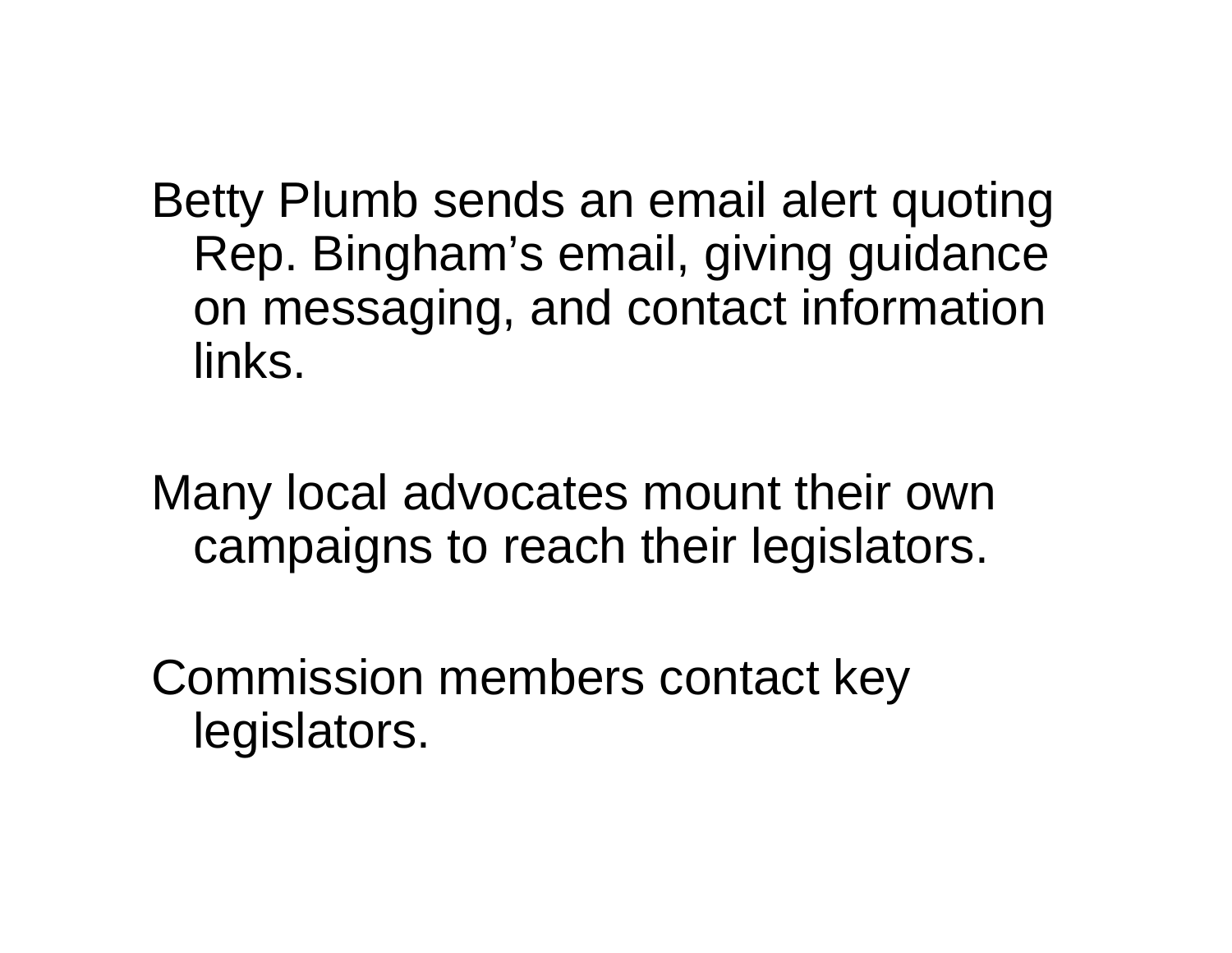Betty Plumb sends an email alert quoting Rep. Bingham’s email, giving guidance on messaging, and contact information links.

Many local advocates mount their own campaigns to reach their legislators.

Commission members contact key legislators.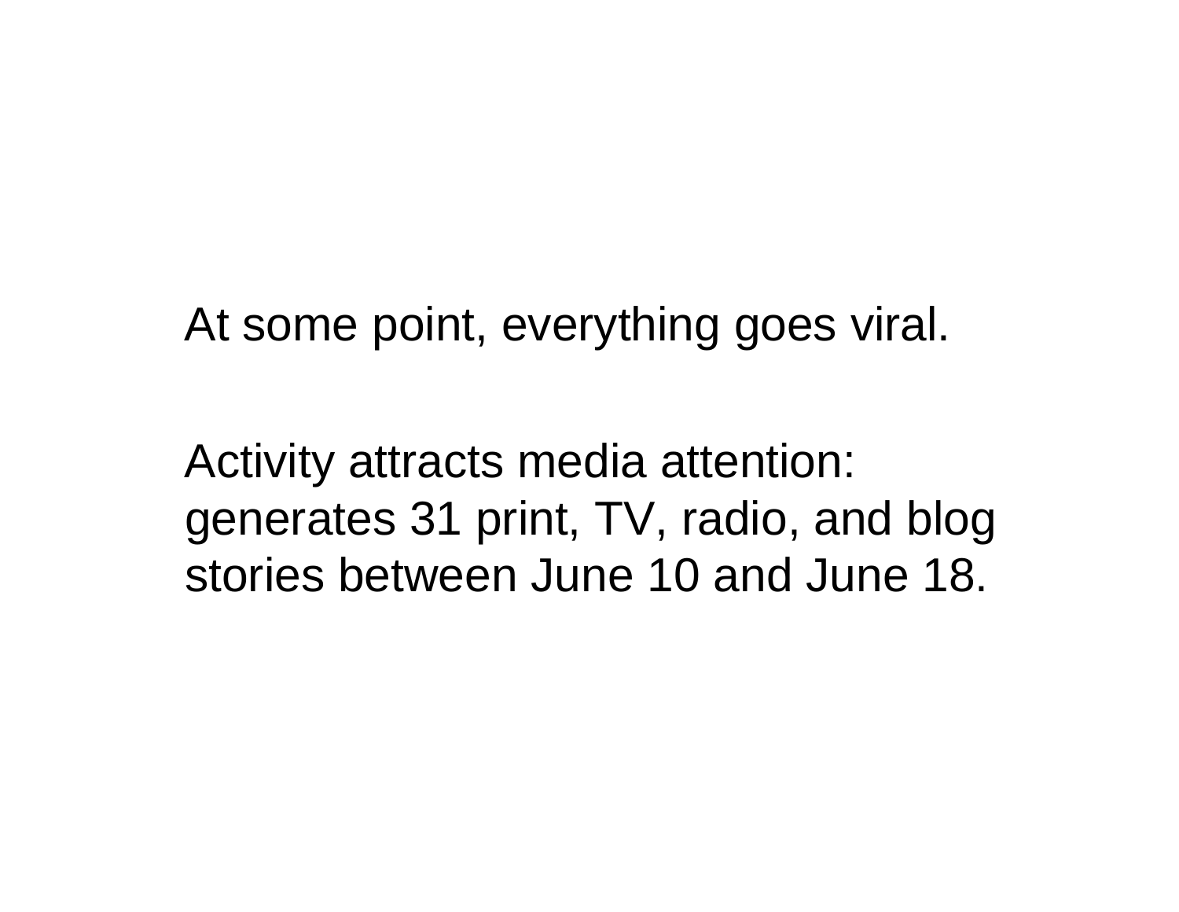At some point, everything goes viral.

Activity attracts media attention: generates 31 print, TV, radio, and blog stories between June 10 and June 18.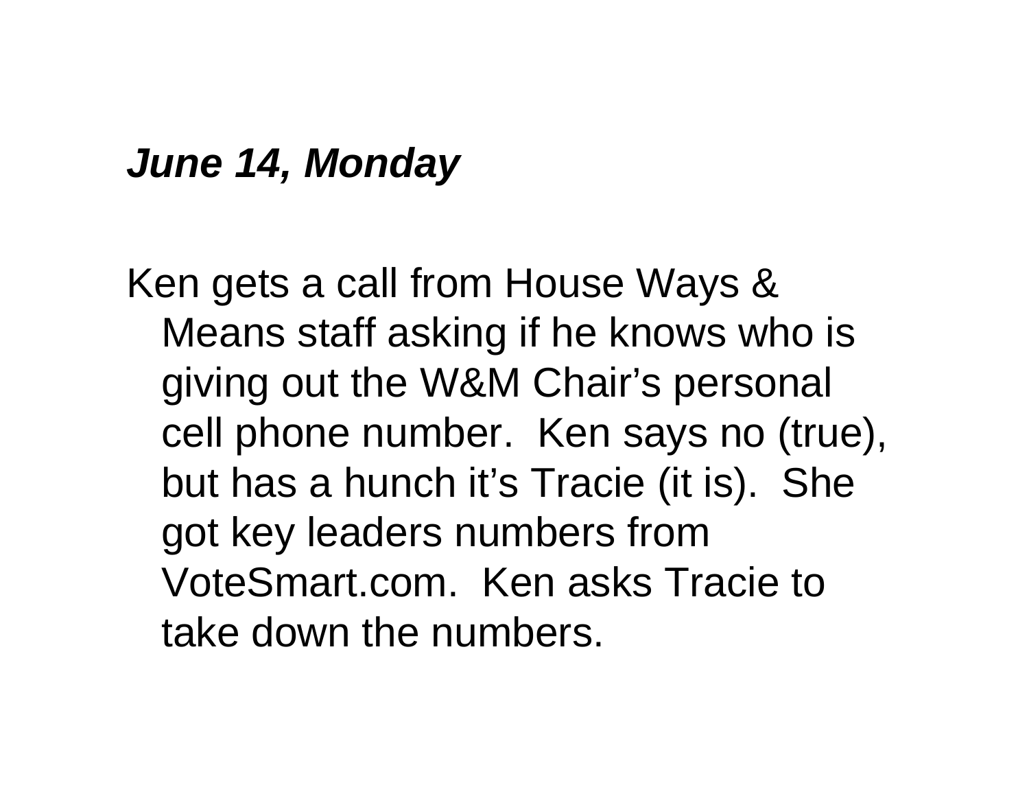***June 14, Monday***

Ken gets a call from House Ways & Means staff asking if he knows who is giving out the W&M Chair’s personal cell phone number. Ken says no (true), but has a hunch it’s Tracie (it is). She got key leaders numbers from VoteSmart.com. Ken asks Tracie to take down the numbers.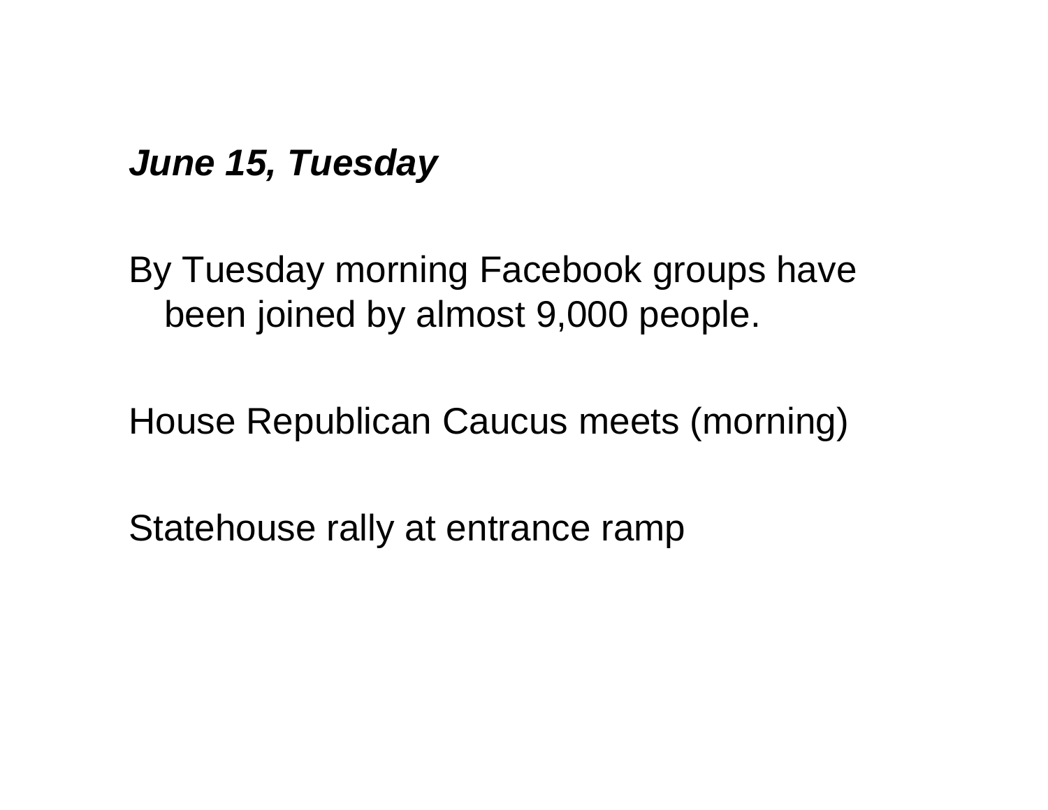***June 15, Tuesday***

By Tuesday morning Facebook groups have been joined by almost 9,000 people.

House Republican Caucus meets (morning)

Statehouse rally at entrance ramp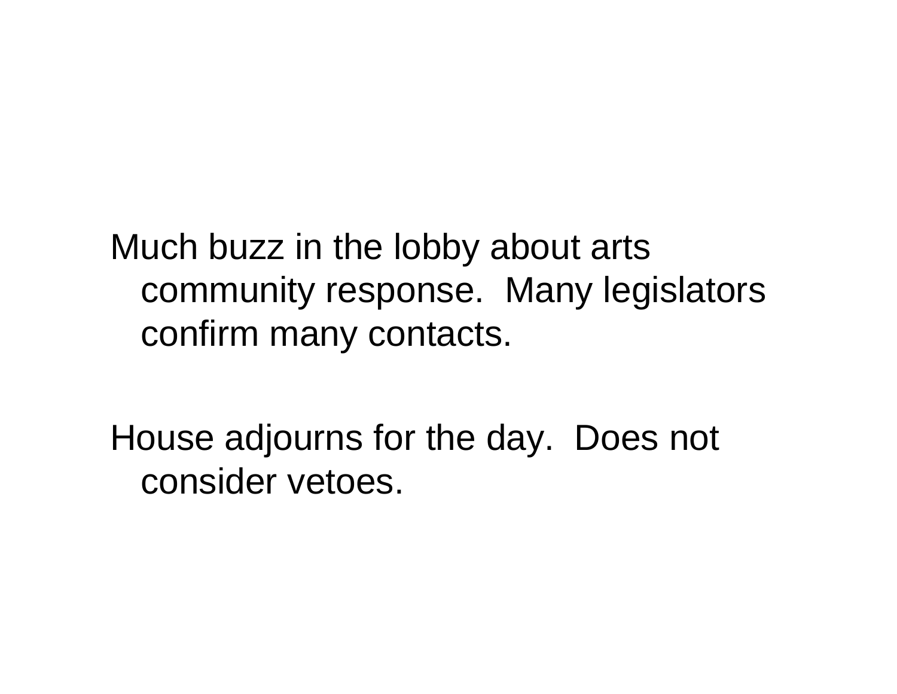Much buzz in the lobby about arts community response.  Many legislators confirm many contacts.

House adjourns for the day.  Does not consider vetoes.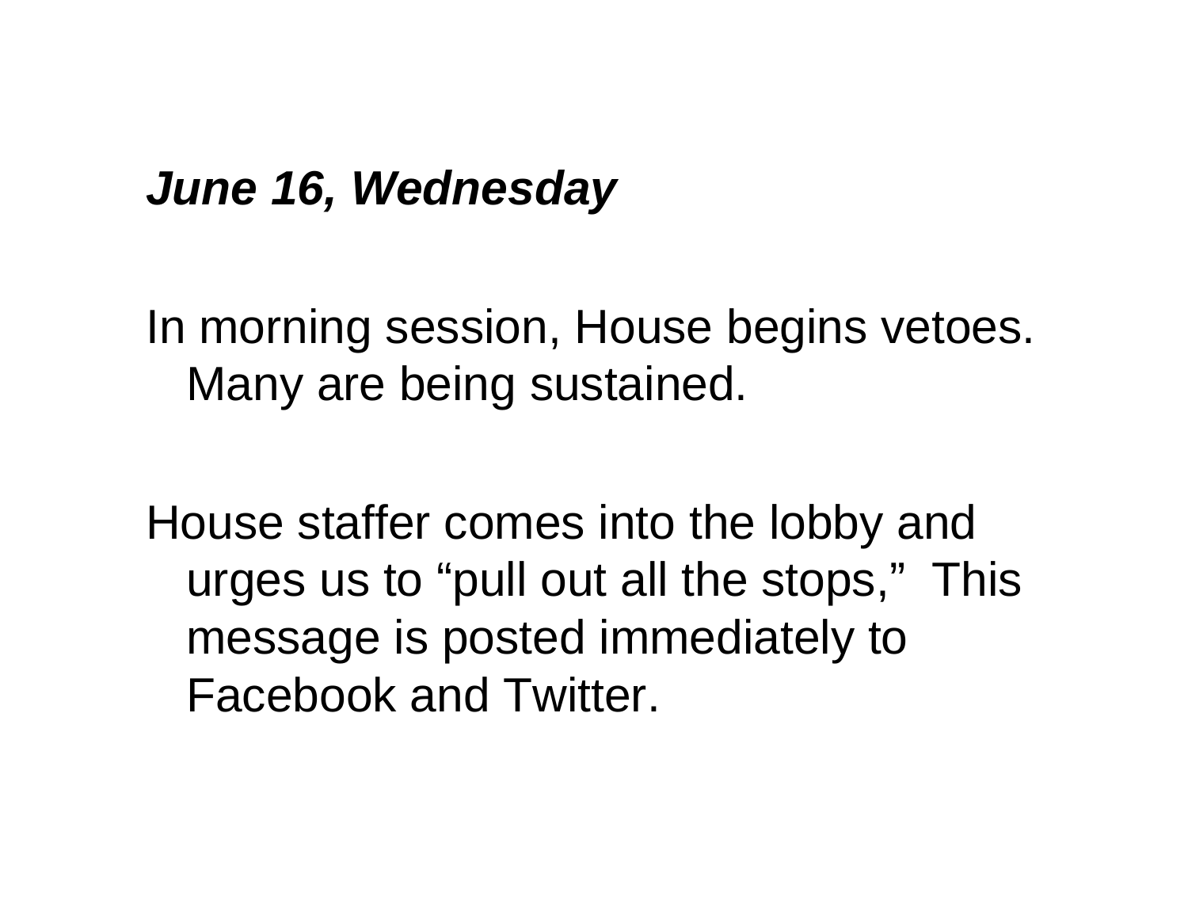***June 16, Wednesday***

In morning session, House begins vetoes. Many are being sustained.

House staffer comes into the lobby and urges us to “pull out all the stops,” This message is posted immediately to Facebook and Twitter.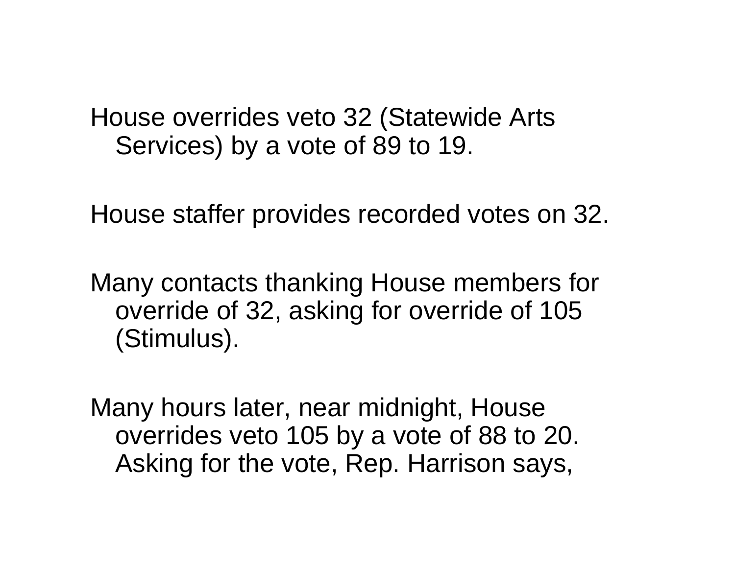House overrides veto 32 (Statewide Arts Services) by a vote of 89 to 19.

House staffer provides recorded votes on 32.

Many contacts thanking House members for override of 32, asking for override of 105 (Stimulus).

Many hours later, near midnight, House overrides veto 105 by a vote of 88 to 20. Asking for the vote, Rep. Harrison says,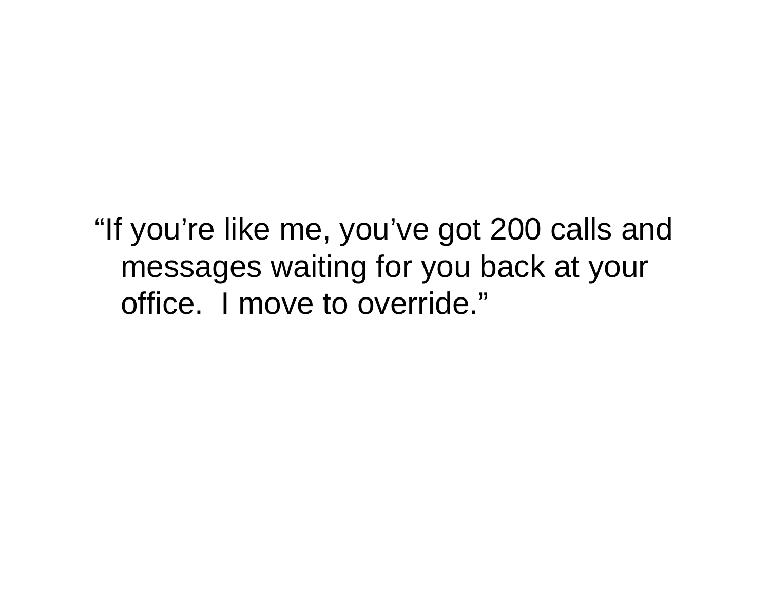“If you’re like me, you’ve got 200 calls and messages waiting for you back at your office.  I move to override.”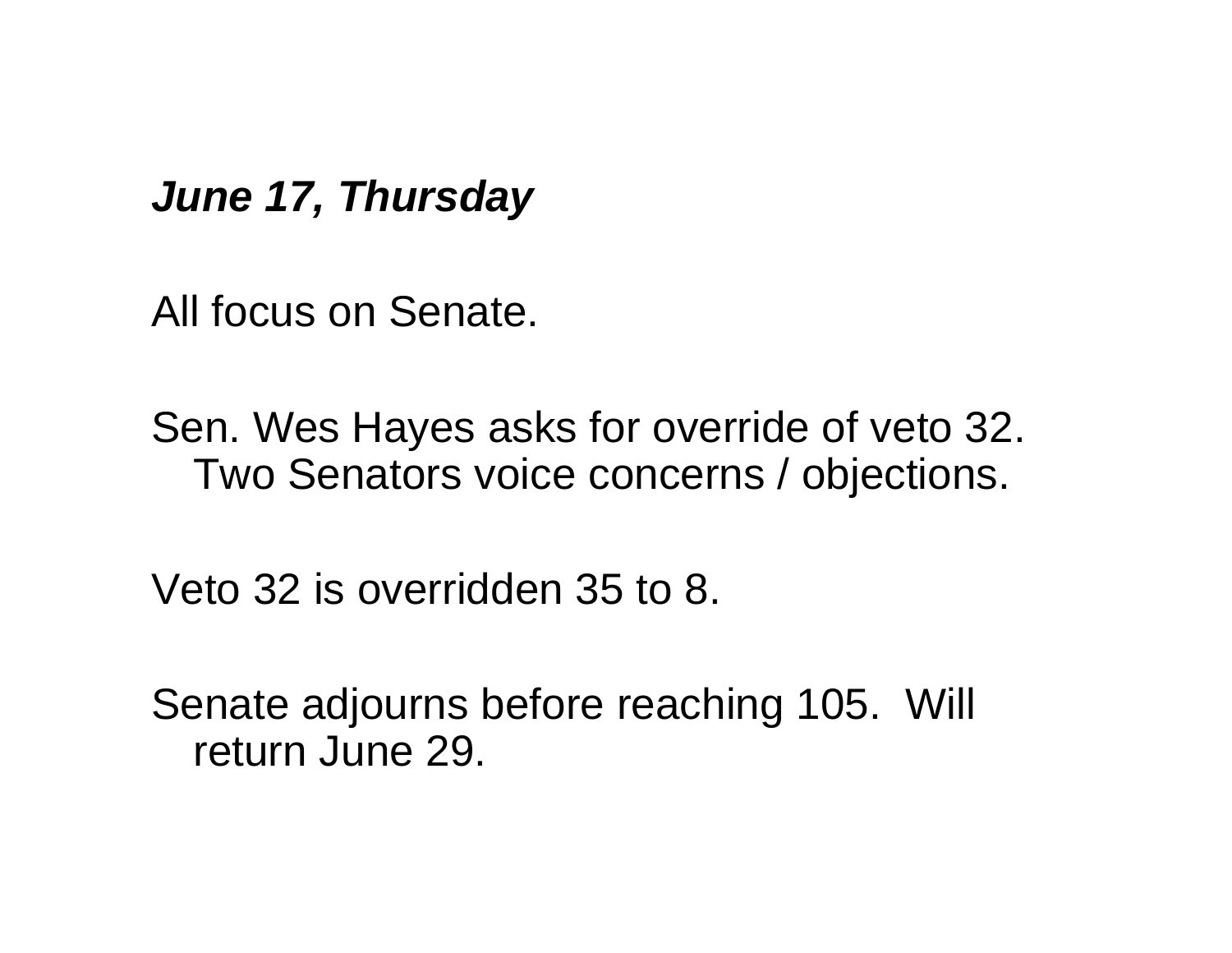***June 17, Thursday***

All focus on Senate.

Sen. Wes Hayes asks for override of veto 32. Two Senators voice concerns / objections.

Veto 32 is overridden 35 to 8.

Senate adjourns before reaching 105. Will return June 29.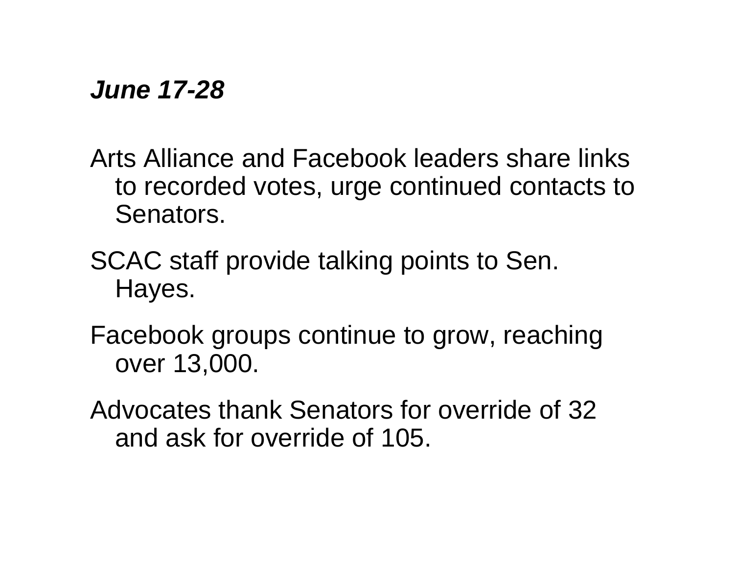***June 17-28***

Arts Alliance and Facebook leaders share links to recorded votes, urge continued contacts to Senators.

SCAC staff provide talking points to Sen. Hayes.

Facebook groups continue to grow, reaching over 13,000.

Advocates thank Senators for override of 32 and ask for override of 105.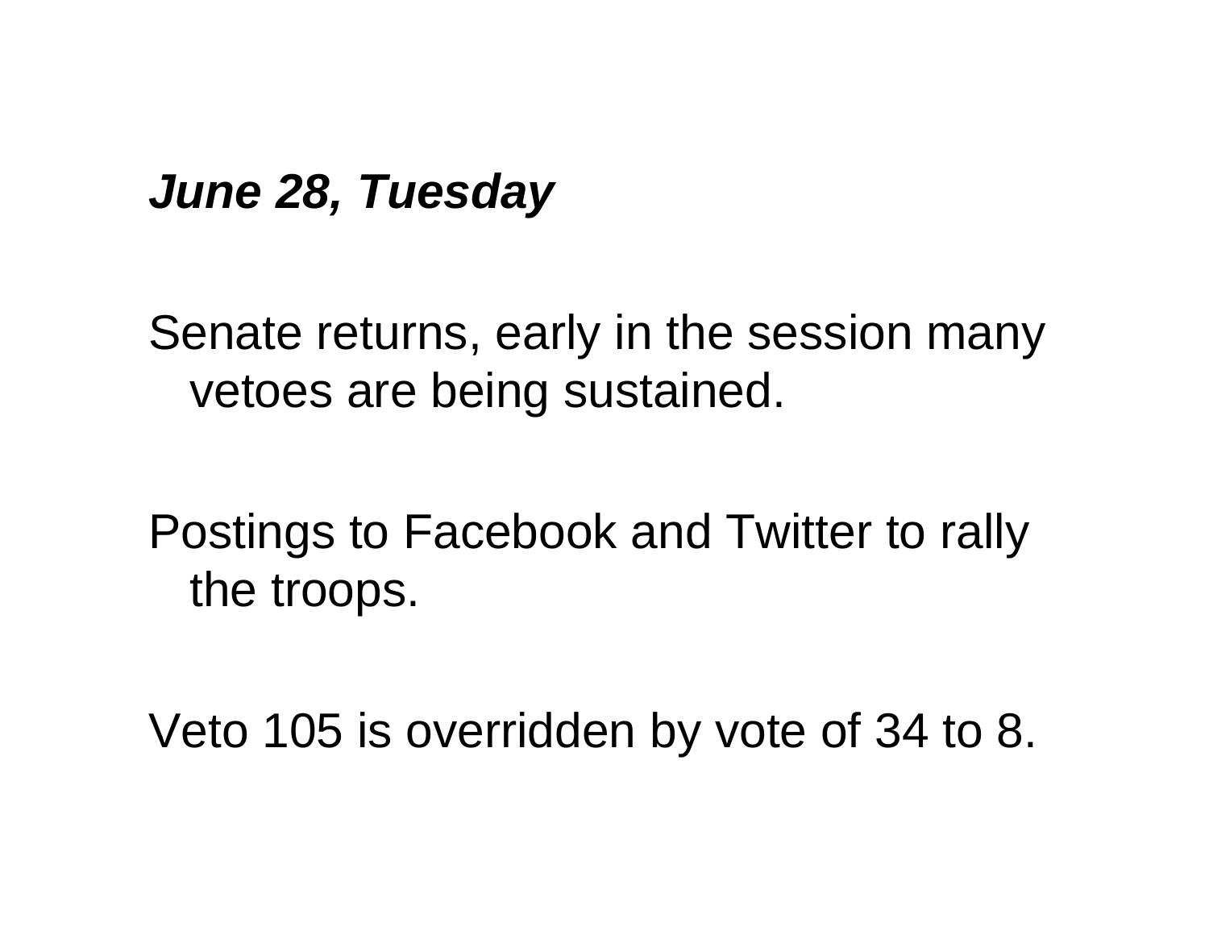***June 28, Tuesday***

Senate returns, early in the session many vetoes are being sustained.

Postings to Facebook and Twitter to rally the troops.

Veto 105 is overridden by vote of 34 to 8.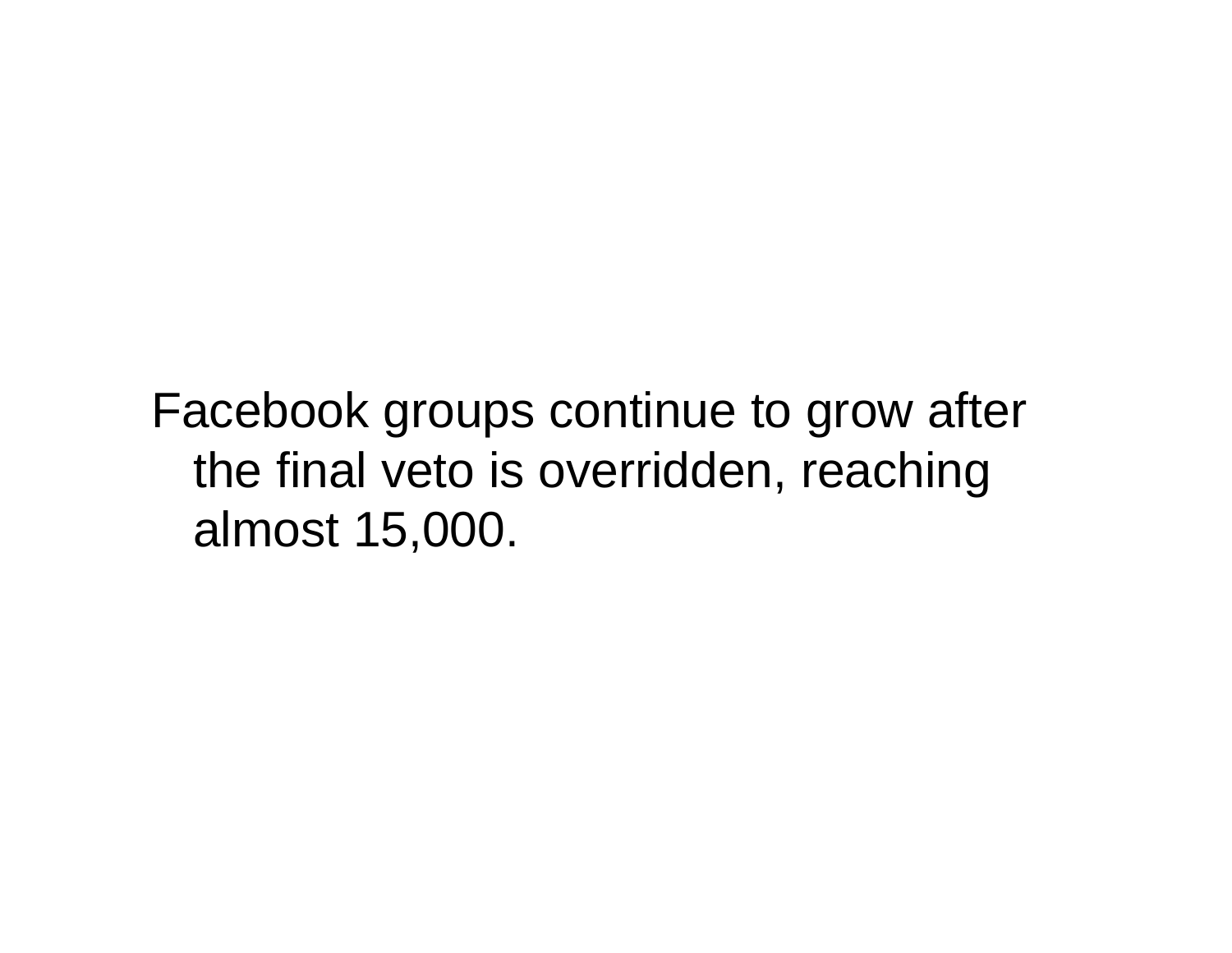Facebook groups continue to grow after the final veto is overridden, reaching almost 15,000.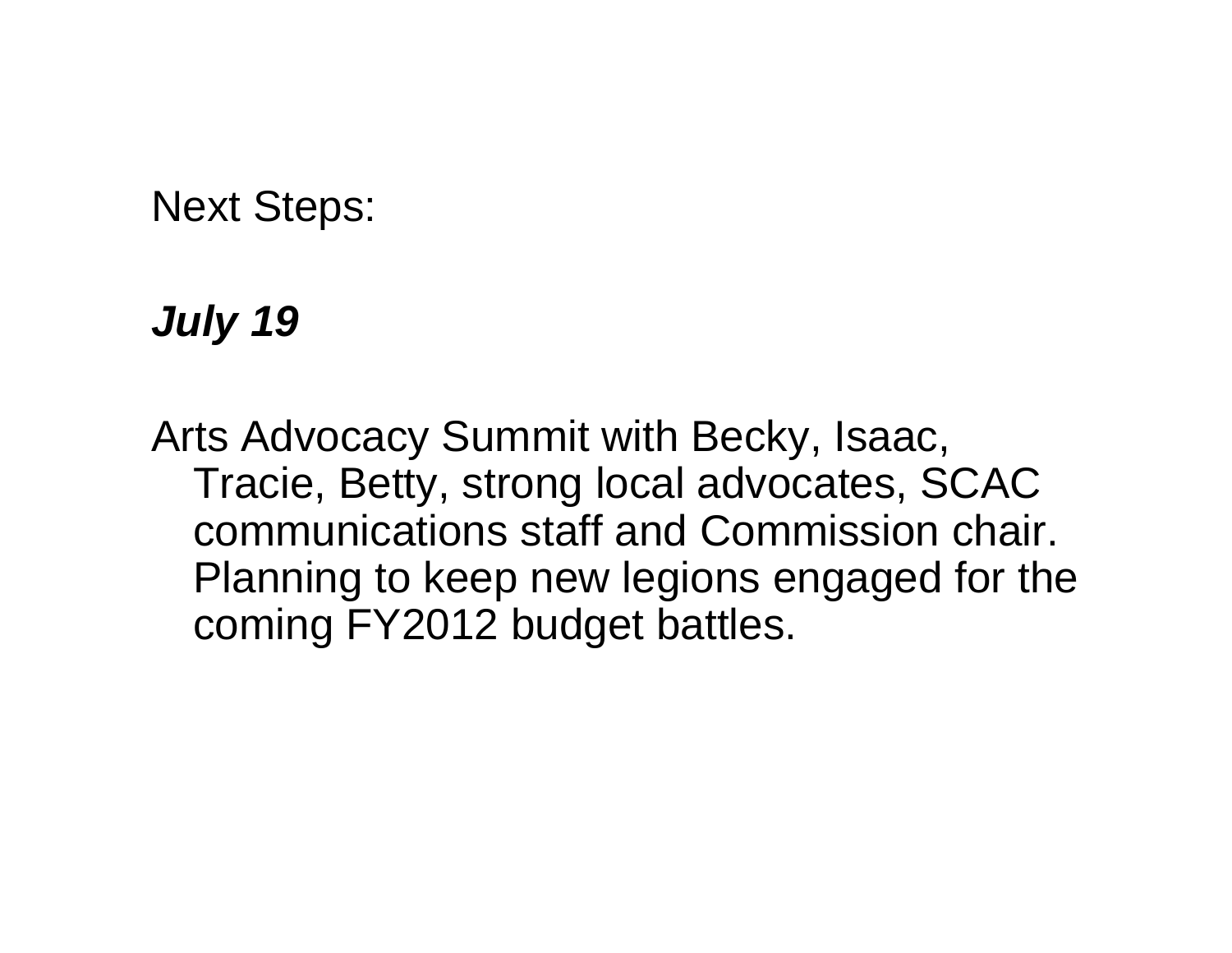Next Steps:

***July 19***

Arts Advocacy Summit with Becky, Isaac, Tracie, Betty, strong local advocates, SCAC communications staff and Commission chair. Planning to keep new legions engaged for the coming FY2012 budget battles.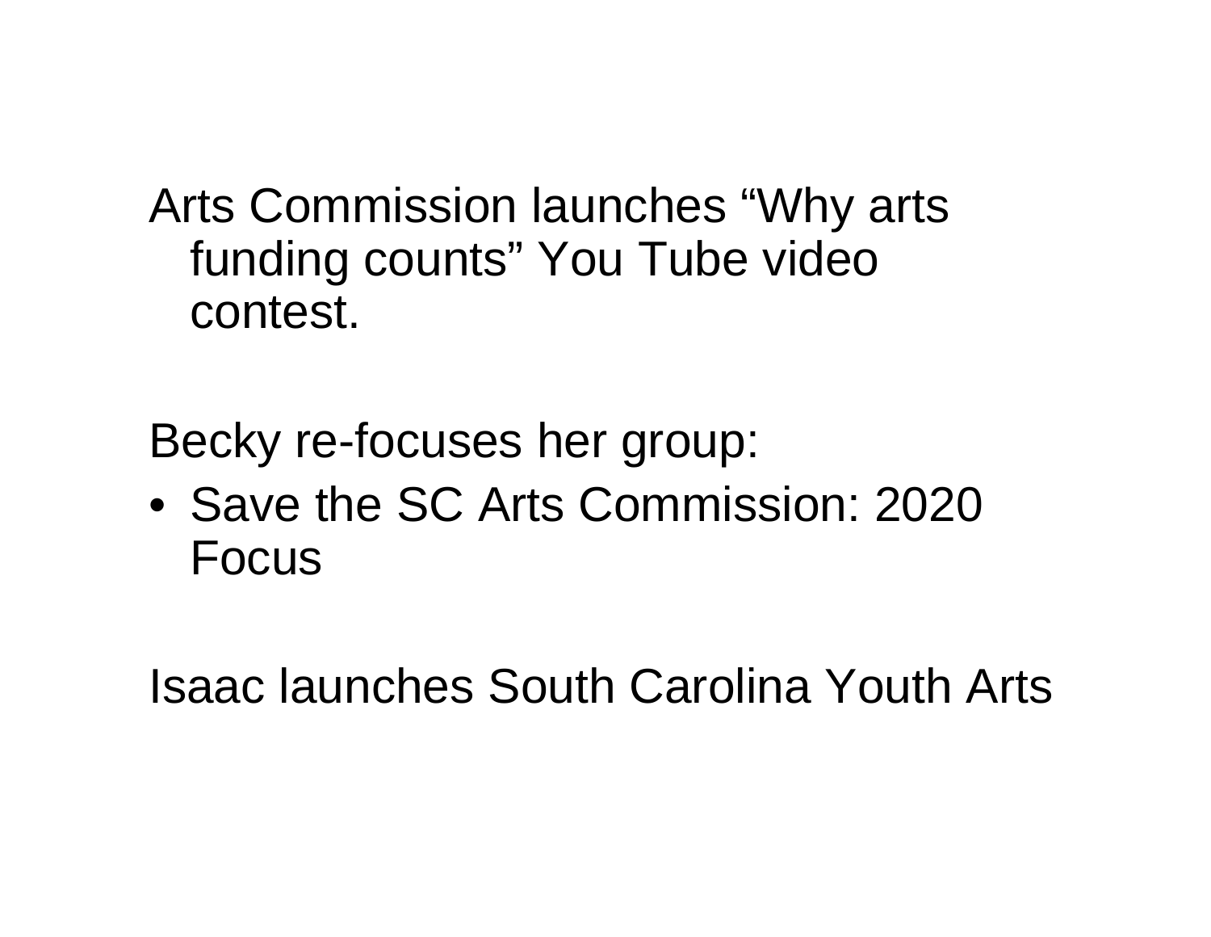Arts Commission launches “Why arts funding counts” You Tube video contest.

Becky re-focuses her group:

- Save the SC Arts Commission: 2020 Focus

Isaac launches South Carolina Youth Arts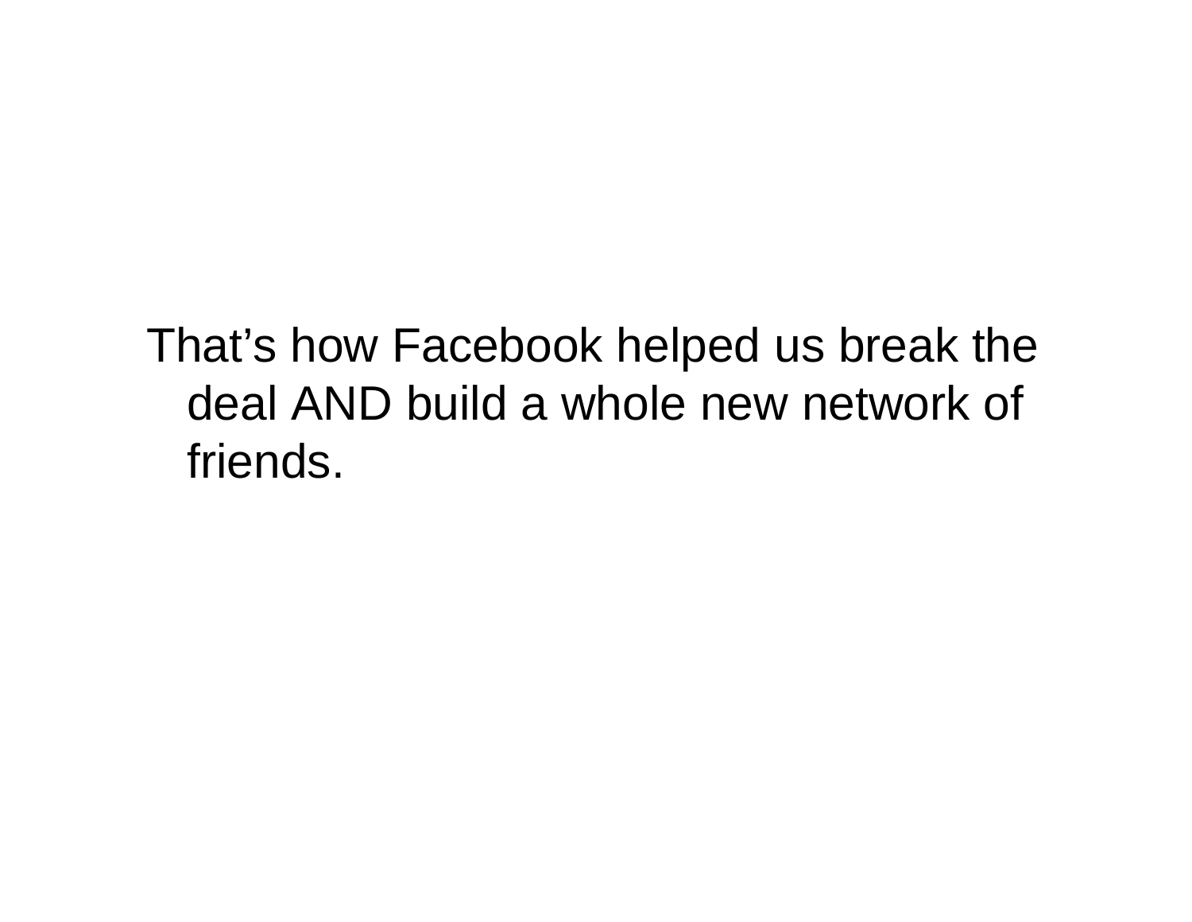That's how Facebook helped us break the deal AND build a whole new network of friends.